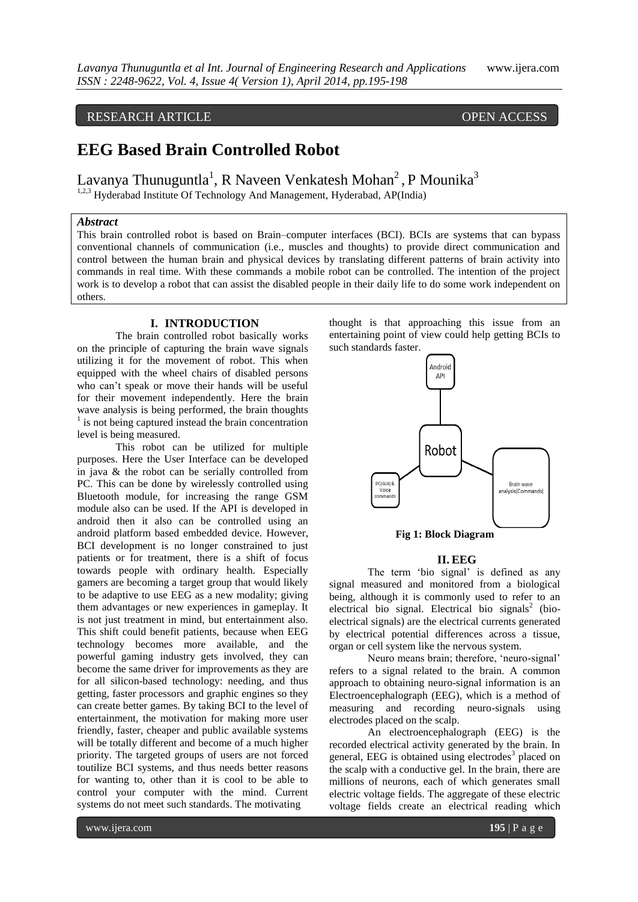RESEARCH ARTICLE OPEN ACCESS

# EEG Based Brain Controlled Robot

Lavanya Thunuguntla[1], R Naveen Venkatesh Mohan[2], P Mounika[3]

[1,2,3] Hyderabad Institute Of Technology And Management, Hyderabad, AP(India)

***Abstract***

This brain controlled robot is based on Brain–computer interfaces (BCI). BCIs are systems that can bypass conventional channels of communication (i.e., muscles and thoughts) to provide direct communication and control between the human brain and physical devices by translating different patterns of brain activity into commands in real time. With these commands a mobile robot can be controlled. The intention of the project work is to develop a robot that can assist the disabled people in their daily life to do some work independent on others.

## I. INTRODUCTION

The brain controlled robot basically works on the principle of capturing the brain wave signals utilizing it for the movement of robot. This when equipped with the wheel chairs of disabled persons who can't speak or move their hands will be useful for their movement independently. Here the brain wave analysis is being performed, the brain thoughts [1] is not being captured instead the brain concentration level is being measured.

This robot can be utilized for multiple purposes. Here the User Interface can be developed in java & the robot can be serially controlled from PC. This can be done by wirelessly controlled using Bluetooth module, for increasing the range GSM module also can be used. If the API is developed in android then it also can be controlled using an android platform based embedded device. However, BCI development is no longer constrained to just patients or for treatment, there is a shift of focus towards people with ordinary health. Especially gamers are becoming a target group that would likely to be adaptive to use EEG as a new modality; giving them advantages or new experiences in gameplay. It is not just treatment in mind, but entertainment also. This shift could benefit patients, because when EEG technology becomes more available, and the powerful gaming industry gets involved, they can become the same driver for improvements as they are for all silicon-based technology: needing, and thus getting, faster processors and graphic engines so they can create better games. By taking BCI to the level of entertainment, the motivation for making more user friendly, faster, cheaper and public available systems will be totally different and become of a much higher priority. The targeted groups of users are not forced toutilize BCI systems, and thus needs better reasons for wanting to, other than it is cool to be able to control your computer with the mind. Current systems do not meet such standards. The motivating thought is that approaching this issue from an entertaining point of view could help getting BCIs to such standards faster.

**Fig 1: Block Diagram**

## II. EEG

The term 'bio signal' is defined as any signal measured and monitored from a biological being, although it is commonly used to refer to an electrical bio signal. Electrical bio signals[2] (bio-electrical signals) are the electrical currents generated by electrical potential differences across a tissue, organ or cell system like the nervous system.

Neuro means brain; therefore, 'neuro-signal' refers to a signal related to the brain. A common approach to obtaining neuro-signal information is an Electroencephalograph (EEG), which is a method of measuring and recording neuro-signals using electrodes placed on the scalp.

An electroencephalograph (EEG) is the recorded electrical activity generated by the brain. In general, EEG is obtained using electrodes[3] placed on the scalp with a conductive gel. In the brain, there are millions of neurons, each of which generates small electric voltage fields. The aggregate of these electric voltage fields create an electrical reading which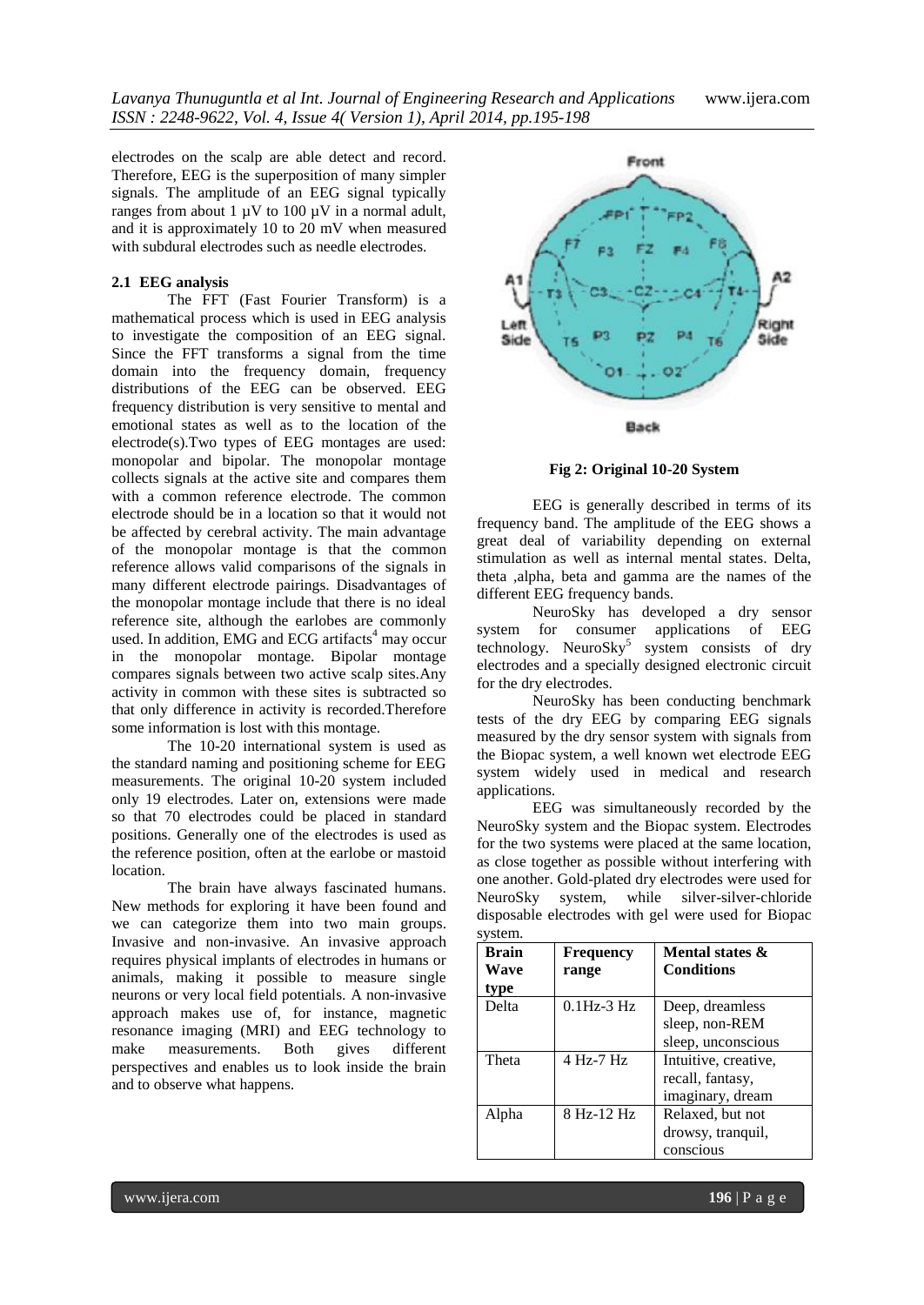electrodes on the scalp are able detect and record. Therefore, EEG is the superposition of many simpler signals. The amplitude of an EEG signal typically ranges from about 1 µV to 100 µV in a normal adult, and it is approximately 10 to 20 mV when measured with subdural electrodes such as needle electrodes.

### 2.1 EEG analysis

The FFT (Fast Fourier Transform) is a mathematical process which is used in EEG analysis to investigate the composition of an EEG signal. Since the FFT transforms a signal from the time domain into the frequency domain, frequency distributions of the EEG can be observed. EEG frequency distribution is very sensitive to mental and emotional states as well as to the location of the electrode(s).Two types of EEG montages are used: monopolar and bipolar. The monopolar montage collects signals at the active site and compares them with a common reference electrode. The common electrode should be in a location so that it would not be affected by cerebral activity. The main advantage of the monopolar montage is that the common reference allows valid comparisons of the signals in many different electrode pairings. Disadvantages of the monopolar montage include that there is no ideal reference site, although the earlobes are commonly used. In addition, EMG and ECG artifacts[4] may occur in the monopolar montage. Bipolar montage compares signals between two active scalp sites.Any activity in common with these sites is subtracted so that only difference in activity is recorded.Therefore some information is lost with this montage.

The 10-20 international system is used as the standard naming and positioning scheme for EEG measurements. The original 10-20 system included only 19 electrodes. Later on, extensions were made so that 70 electrodes could be placed in standard positions. Generally one of the electrodes is used as the reference position, often at the earlobe or mastoid location.

The brain have always fascinated humans. New methods for exploring it have been found and we can categorize them into two main groups. Invasive and non-invasive. An invasive approach requires physical implants of electrodes in humans or animals, making it possible to measure single neurons or very local field potentials. A non-invasive approach makes use of, for instance, magnetic resonance imaging (MRI) and EEG technology to make measurements. Both gives different perspectives and enables us to look inside the brain and to observe what happens.

**Fig 2: Original 10-20 System**

EEG is generally described in terms of its frequency band. The amplitude of the EEG shows a great deal of variability depending on external stimulation as well as internal mental states. Delta, theta ,alpha, beta and gamma are the names of the different EEG frequency bands.

NeuroSky has developed a dry sensor system for consumer applications of EEG technology. NeuroSky[5] system consists of dry electrodes and a specially designed electronic circuit for the dry electrodes.

NeuroSky has been conducting benchmark tests of the dry EEG by comparing EEG signals measured by the dry sensor system with signals from the Biopac system, a well known wet electrode EEG system widely used in medical and research applications.

EEG was simultaneously recorded by the NeuroSky system and the Biopac system. Electrodes for the two systems were placed at the same location, as close together as possible without interfering with one another. Gold-plated dry electrodes were used for NeuroSky system, while silver-silver-chloride disposable electrodes with gel were used for Biopac system.

| Brain Wave type | Frequency range | Mental states & Conditions |
|---|---|---|
| Delta | 0.1Hz-3 Hz | Deep, dreamless sleep, non-REM sleep, unconscious |
| Theta | 4 Hz-7 Hz | Intuitive, creative, recall, fantasy, imaginary, dream |
| Alpha | 8 Hz-12 Hz | Relaxed, but not drowsy, tranquil, conscious |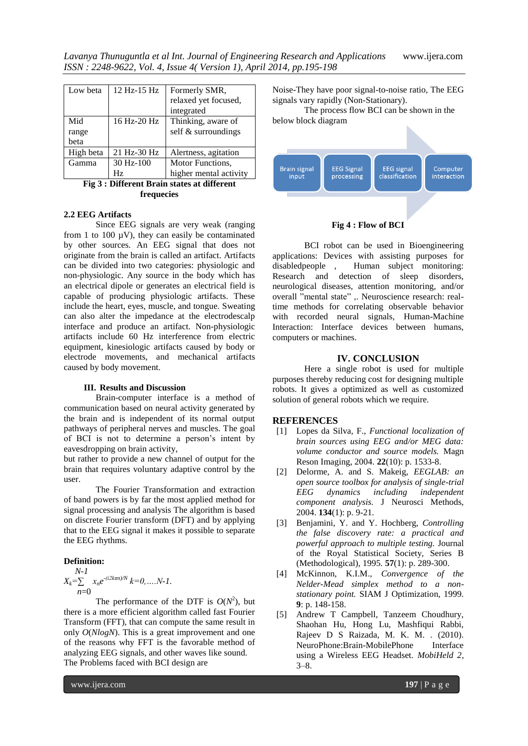| Low beta | 12 Hz-15 Hz | Formerly SMR, relaxed yet focused, integrated |
|---|---|---|
| Mid range beta | 16 Hz-20 Hz | Thinking, aware of self & surroundings |
| High beta | 21 Hz-30 Hz | Alertness, agitation |
| Gamma | 30 Hz-100 Hz | Motor Functions, higher mental activity |

**Fig 3 : Different Brain states at different frequecies**

### 2.2 EEG Artifacts

Since EEG signals are very weak (ranging from 1 to 100 µV), they can easily be contaminated by other sources. An EEG signal that does not originate from the brain is called an artifact. Artifacts can be divided into two categories: physiologic and non-physiologic. Any source in the body which has an electrical dipole or generates an electrical field is capable of producing physiologic artifacts. These include the heart, eyes, muscle, and tongue. Sweating can also alter the impedance at the electrodescalp interface and produce an artifact. Non-physiologic artifacts include 60 Hz interference from electric equipment, kinesiologic artifacts caused by body or electrode movements, and mechanical artifacts caused by body movement.

## III. Results and Discussion

Brain-computer interface is a method of communication based on neural activity generated by the brain and is independent of its normal output pathways of peripheral nerves and muscles. The goal of BCI is not to determine a person's intent by eavesdropping on brain activity,
but rather to provide a new channel of output for the brain that requires voluntary adaptive control by the user.

The Fourier Transformation and extraction of band powers is by far the most applied method for signal processing and analysis The algorithm is based on discrete Fourier transform (DFT) and by applying that to the EEG signal it makes it possible to separate the EEG rhythms.

**Definition:**

$$X_k=\sum_{n=0}^{N-1} x_n e^{-(i2k\pi n)/N} \quad k=0,\ldots.N-1.$$

The performance of the DTF is $O(N^2)$, but there is a more efficient algorithm called fast Fourier Transform (FFT), that can compute the same result in only $O(N\log N)$. This is a great improvement and one of the reasons why FFT is the favorable method of analyzing EEG signals, and other waves like sound.
The Problems faced with BCI design are

Noise-They have poor signal-to-noise ratio, The EEG signals vary rapidly (Non-Stationary).

The process flow BCI can be shown in the below block diagram

Brain signal input → EEG Signal processing → EEG signal classification → Computer interaction

**Fig 4 : Flow of BCI**

BCI robot can be used in Bioengineering applications: Devices with assisting purposes for disabledpeople , Human subject monitoring: Research and detection of sleep disorders, neurological diseases, attention monitoring, and/or overall "mental state" ,. Neuroscience research: real-time methods for correlating observable behavior with recorded neural signals, Human-Machine Interaction: Interface devices between humans, computers or machines.

## IV. CONCLUSION

Here a single robot is used for multiple purposes thereby reducing cost for designing multiple robots. It gives a optimized as well as customized solution of general robots which we require.

## REFERENCES

[1] Lopes da Silva, F., *Functional localization of brain sources using EEG and/or MEG data: volume conductor and source models.* Magn Reson Imaging, 2004. **22**(10): p. 1533-8.

[2] Delorme, A. and S. Makeig, *EEGLAB: an open source toolbox for analysis of single-trial EEG dynamics including independent component analysis.* J Neurosci Methods, 2004. **134**(1): p. 9-21.

[3] Benjamini, Y. and Y. Hochberg, *Controlling the false discovery rate: a practical and powerful approach to multiple testing.* Journal of the Royal Statistical Society, Series B (Methodological), 1995. **57**(1): p. 289-300.

[4] McKinnon, K.I.M., *Convergence of the Nelder-Mead simplex method to a non-stationary point.* SIAM J Optimization, 1999. **9**: p. 148-158.

[5] Andrew T Campbell, Tanzeem Choudhury, Shaohan Hu, Hong Lu, Mashfiqui Rabbi, Rajeev D S Raizada, M. K. M. . (2010). NeuroPhone:Brain-MobilePhone Interface using a Wireless EEG Headset. *MobiHeld 2*, 3–8.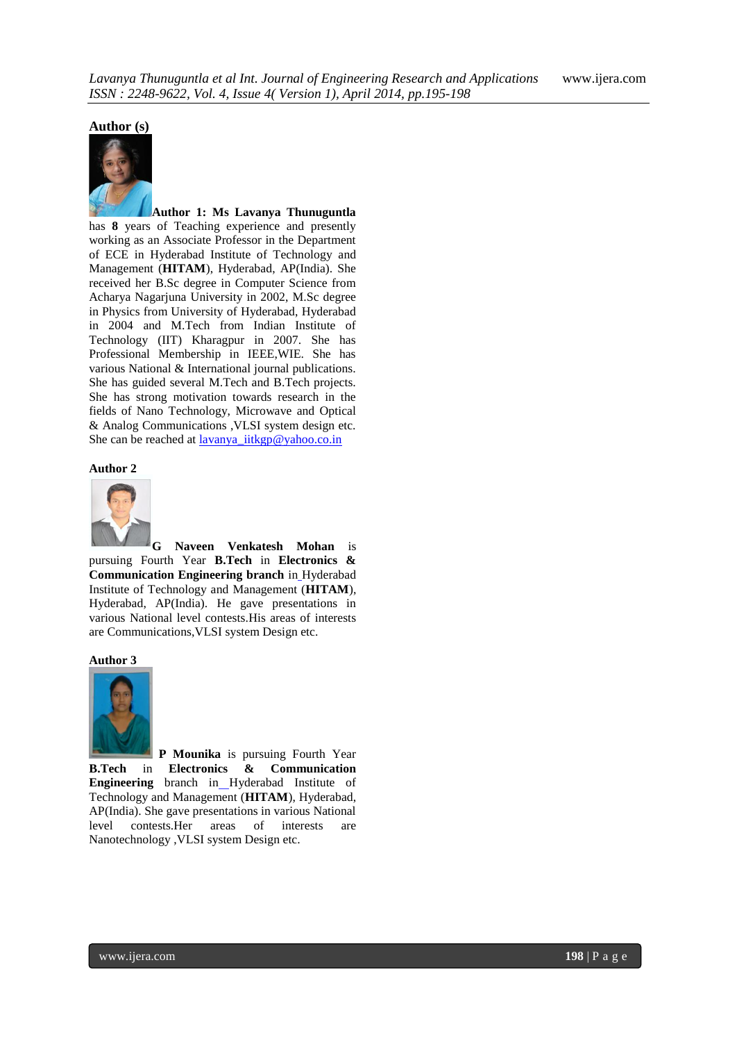**Author (s)**

**Author 1: Ms Lavanya Thunuguntla** has **8** years of Teaching experience and presently working as an Associate Professor in the Department of ECE in Hyderabad Institute of Technology and Management (**HITAM**), Hyderabad, AP(India). She received her B.Sc degree in Computer Science from Acharya Nagarjuna University in 2002, M.Sc degree in Physics from University of Hyderabad, Hyderabad in 2004 and M.Tech from Indian Institute of Technology (IIT) Kharagpur in 2007. She has Professional Membership in IEEE,WIE. She has various National & International journal publications. She has guided several M.Tech and B.Tech projects. She has strong motivation towards research in the fields of Nano Technology, Microwave and Optical & Analog Communications ,VLSI system design etc. She can be reached at lavanya_iitkgp@yahoo.co.in

**Author 2**

**G Naveen Venkatesh Mohan** is pursuing Fourth Year **B.Tech** in **Electronics & Communication Engineering branch** in Hyderabad Institute of Technology and Management (**HITAM**), Hyderabad, AP(India). He gave presentations in various National level contests.His areas of interests are Communications,VLSI system Design etc.

**Author 3**

**P Mounika** is pursuing Fourth Year **B.Tech** in **Electronics & Communication Engineering** branch in Hyderabad Institute of Technology and Management (**HITAM**), Hyderabad, AP(India). She gave presentations in various National level contests.Her areas of interests are Nanotechnology ,VLSI system Design etc.